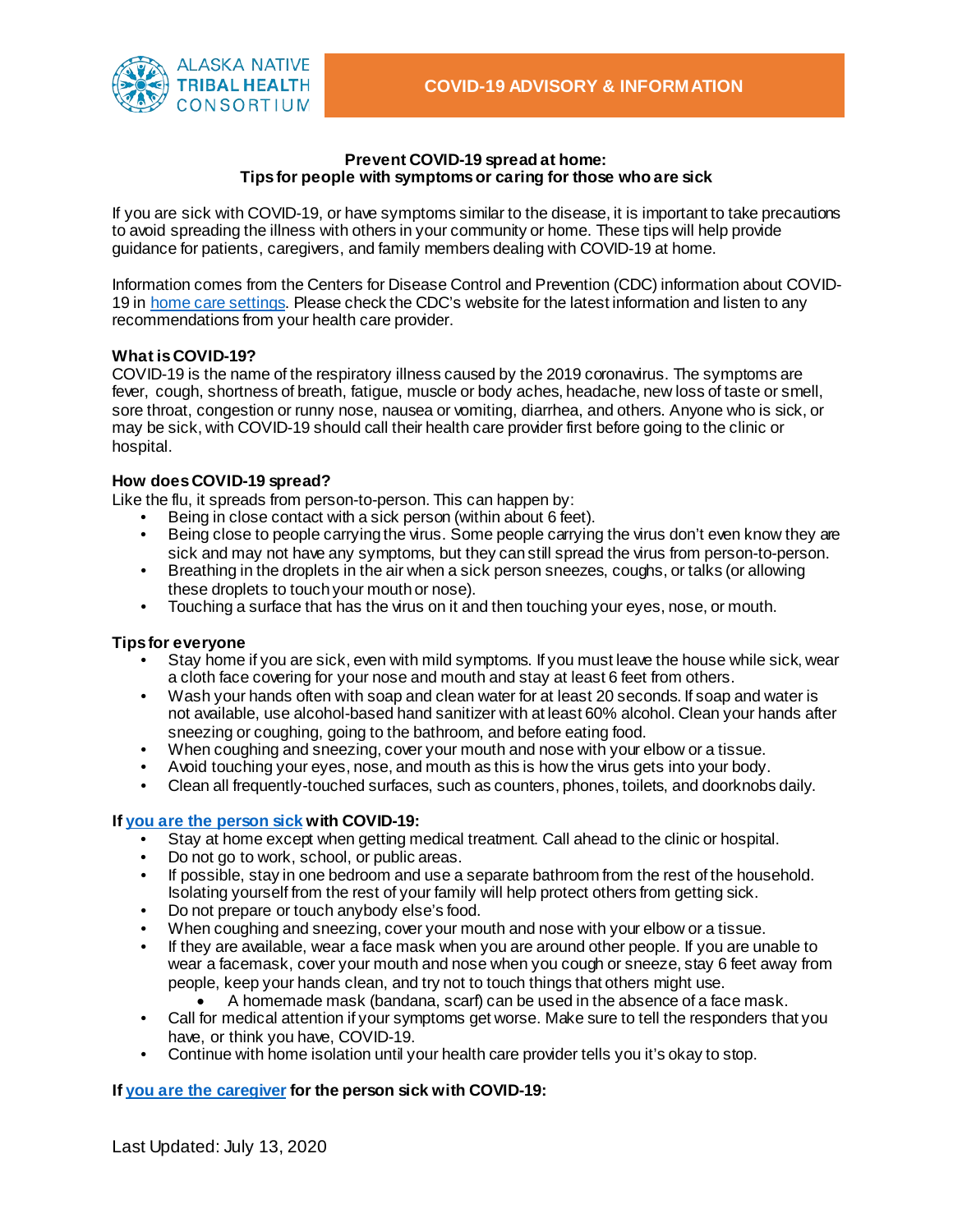ALASKA NATIVE TRIBAL HEALTH CONSORTIUM

**COVID-19 ADVISORY & INFORMATION**

## Prevent COVID-19 spread at home: Tips for people with symptoms or caring for those who are sick

If you are sick with COVID-19, or have symptoms similar to the disease, it is important to take precautions to avoid spreading the illness with others in your community or home. These tips will help provide guidance for patients, caregivers, and family members dealing with COVID-19 at home.

Information comes from the Centers for Disease Control and Prevention (CDC) information about COVID-19 in home care settings. Please check the CDC's website for the latest information and listen to any recommendations from your health care provider.

### What is COVID-19?

COVID-19 is the name of the respiratory illness caused by the 2019 coronavirus. The symptoms are fever, cough, shortness of breath, fatigue, muscle or body aches, headache, new loss of taste or smell, sore throat, congestion or runny nose, nausea or vomiting, diarrhea, and others. Anyone who is sick, or may be sick, with COVID-19 should call their health care provider first before going to the clinic or hospital.

### How does COVID-19 spread?

Like the flu, it spreads from person-to-person. This can happen by:

- Being in close contact with a sick person (within about 6 feet).
- Being close to people carrying the virus. Some people carrying the virus don't even know they are sick and may not have any symptoms, but they can still spread the virus from person-to-person.
- Breathing in the droplets in the air when a sick person sneezes, coughs, or talks (or allowing these droplets to touch your mouth or nose).
- Touching a surface that has the virus on it and then touching your eyes, nose, or mouth.

### Tips for everyone

- Stay home if you are sick, even with mild symptoms. If you must leave the house while sick, wear a cloth face covering for your nose and mouth and stay at least 6 feet from others.
- Wash your hands often with soap and clean water for at least 20 seconds. If soap and water is not available, use alcohol-based hand sanitizer with at least 60% alcohol. Clean your hands after sneezing or coughing, going to the bathroom, and before eating food.
- When coughing and sneezing, cover your mouth and nose with your elbow or a tissue.
- Avoid touching your eyes, nose, and mouth as this is how the virus gets into your body.
- Clean all frequently-touched surfaces, such as counters, phones, toilets, and doorknobs daily.

### If you are the person sick with COVID-19:

- Stay at home except when getting medical treatment. Call ahead to the clinic or hospital.
- Do not go to work, school, or public areas.
- If possible, stay in one bedroom and use a separate bathroom from the rest of the household. Isolating yourself from the rest of your family will help protect others from getting sick.
- Do not prepare or touch anybody else's food.
- When coughing and sneezing, cover your mouth and nose with your elbow or a tissue.
- If they are available, wear a face mask when you are around other people. If you are unable to wear a facemask, cover your mouth and nose when you cough or sneeze, stay 6 feet away from people, keep your hands clean, and try not to touch things that others might use.
  - A homemade mask (bandana, scarf) can be used in the absence of a face mask.
- Call for medical attention if your symptoms get worse. Make sure to tell the responders that you have, or think you have, COVID-19.
- Continue with home isolation until your health care provider tells you it's okay to stop.

### If you are the caregiver for the person sick with COVID-19:

Last Updated: July 13, 2020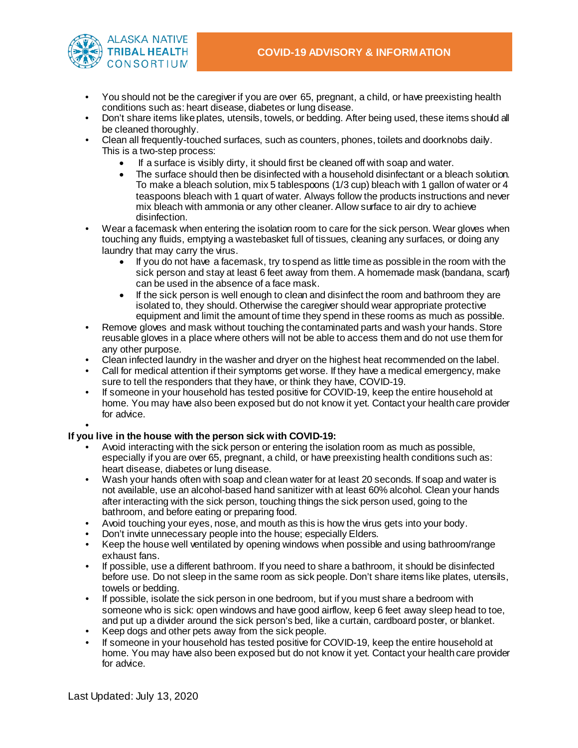- You should not be the caregiver if you are over 65, pregnant, a child, or have preexisting health conditions such as: heart disease, diabetes or lung disease.
- Don't share items like plates, utensils, towels, or bedding. After being used, these items should all be cleaned thoroughly.
- Clean all frequently-touched surfaces, such as counters, phones, toilets and doorknobs daily. This is a two-step process:
  - If a surface is visibly dirty, it should first be cleaned off with soap and water.
  - The surface should then be disinfected with a household disinfectant or a bleach solution. To make a bleach solution, mix 5 tablespoons (1/3 cup) bleach with 1 gallon of water or 4 teaspoons bleach with 1 quart of water. Always follow the products instructions and never mix bleach with ammonia or any other cleaner. Allow surface to air dry to achieve disinfection.
- Wear a facemask when entering the isolation room to care for the sick person. Wear gloves when touching any fluids, emptying a wastebasket full of tissues, cleaning any surfaces, or doing any laundry that may carry the virus.
  - If you do not have a facemask, try to spend as little time as possible in the room with the sick person and stay at least 6 feet away from them. A homemade mask (bandana, scarf) can be used in the absence of a face mask.
  - If the sick person is well enough to clean and disinfect the room and bathroom they are isolated to, they should. Otherwise the caregiver should wear appropriate protective equipment and limit the amount of time they spend in these rooms as much as possible.
- Remove gloves and mask without touching the contaminated parts and wash your hands. Store reusable gloves in a place where others will not be able to access them and do not use them for any other purpose.
- Clean infected laundry in the washer and dryer on the highest heat recommended on the label.
- Call for medical attention if their symptoms get worse. If they have a medical emergency, make sure to tell the responders that they have, or think they have, COVID-19.
- If someone in your household has tested positive for COVID-19, keep the entire household at home. You may have also been exposed but do not know it yet. Contact your health care provider for advice.

**If you live in the house with the person sick with COVID-19:**

- Avoid interacting with the sick person or entering the isolation room as much as possible, especially if you are over 65, pregnant, a child, or have preexisting health conditions such as: heart disease, diabetes or lung disease.
- Wash your hands often with soap and clean water for at least 20 seconds. If soap and water is not available, use an alcohol-based hand sanitizer with at least 60% alcohol. Clean your hands after interacting with the sick person, touching things the sick person used, going to the bathroom, and before eating or preparing food.
- Avoid touching your eyes, nose, and mouth as this is how the virus gets into your body.
- Don't invite unnecessary people into the house; especially Elders.
- Keep the house well ventilated by opening windows when possible and using bathroom/range exhaust fans.
- If possible, use a different bathroom. If you need to share a bathroom, it should be disinfected before use. Do not sleep in the same room as sick people. Don't share items like plates, utensils, towels or bedding.
- If possible, isolate the sick person in one bedroom, but if you must share a bedroom with someone who is sick: open windows and have good airflow, keep 6 feet away sleep head to toe, and put up a divider around the sick person's bed, like a curtain, cardboard poster, or blanket.
- Keep dogs and other pets away from the sick people.
- If someone in your household has tested positive for COVID-19, keep the entire household at home. You may have also been exposed but do not know it yet. Contact your health care provider for advice.

Last Updated: July 13, 2020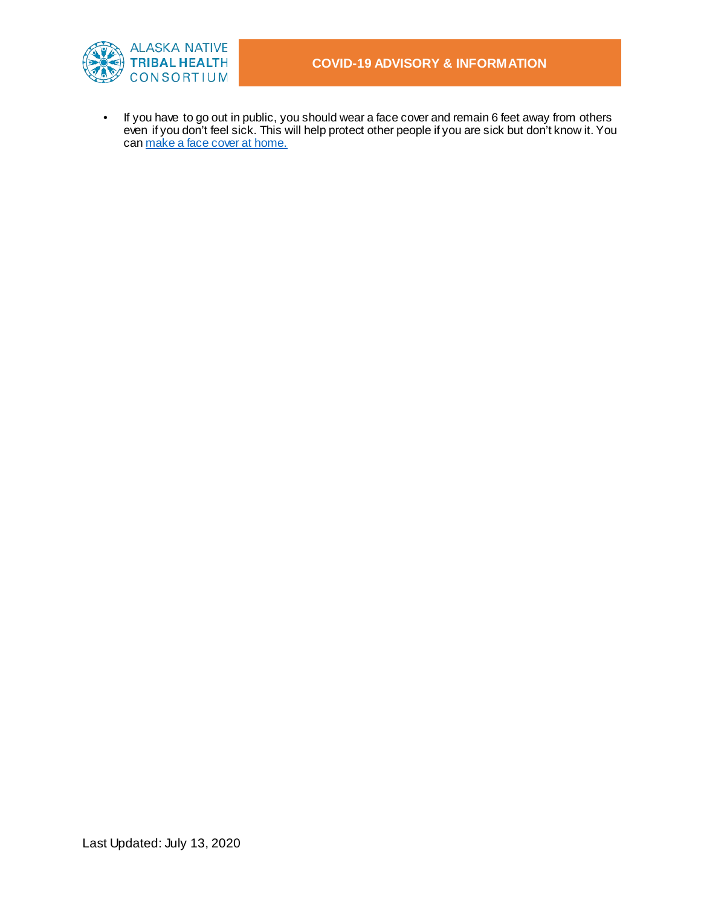- If you have to go out in public, you should wear a face cover and remain 6 feet away from others even if you don't feel sick. This will help protect other people if you are sick but don't know it. You can make a face cover at home.

Last Updated: July 13, 2020